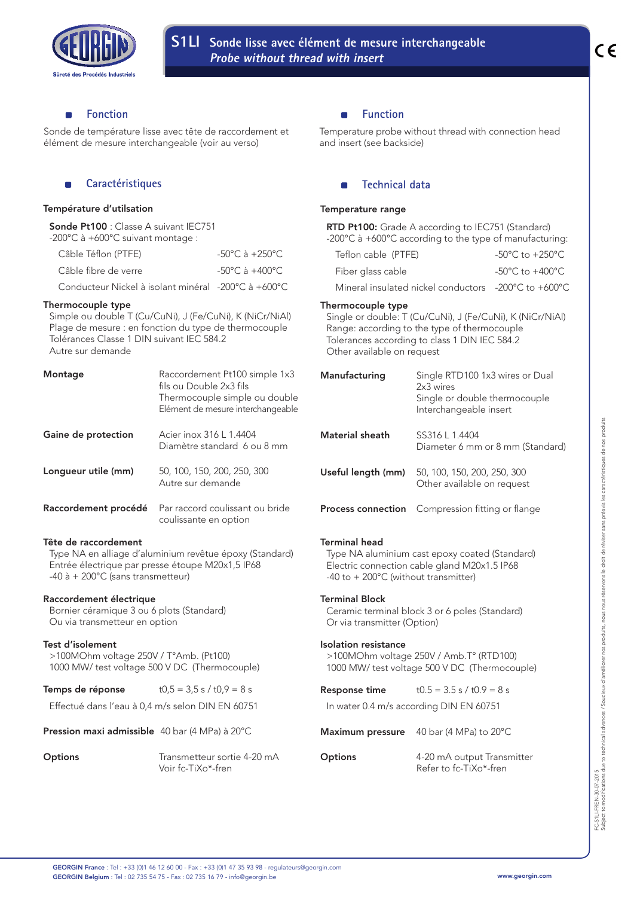# S1LI Sonde lisse avec élément de mesure interchangeable
*Probe without thread with insert*

## Fonction

Sonde de température lisse avec tête de raccordement et élément de mesure interchangeable (voir au verso)

## Caractéristiques

**Température d'utilsation**

**Sonde Pt100** : Classe A suivant IEC751
-200°C à +600°C suivant montage :

| | |
|---|---|
| Câble Téflon (PTFE) | -50°C à +250°C |
| Câble fibre de verre | -50°C à +400°C |
| Conducteur Nickel à isolant minéral | -200°C à +600°C |

**Thermocouple type**
Simple ou double T (Cu/CuNi), J (Fe/CuNi), K (NiCr/NiAl)
Plage de mesure : en fonction du type de thermocouple
Tolérances Classe 1 DIN suivant IEC 584.2
Autre sur demande

**Montage** — Raccordement Pt100 simple 1x3 fils ou Double 2x3 fils
Thermocouple simple ou double
Elément de mesure interchangeable

**Gaine de protection** — Acier inox 316 L 1.4404
Diamètre standard 6 ou 8 mm

**Longueur utile (mm)** — 50, 100, 150, 200, 250, 300
Autre sur demande

**Raccordement procédé** — Par raccord coulissant ou bride coulissante en option

**Tête de raccordement**
Type NA en alliage d'aluminium revêtue époxy (Standard)
Entrée électrique par presse étoupe M20x1,5 IP68
-40 à + 200°C (sans transmetteur)

**Raccordement électrique**
Bornier céramique 3 ou 6 plots (Standard)
Ou via transmetteur en option

**Test d'isolement**
>100MOhm voltage 250V / T°Amb. (Pt100)
1000 MW/ test voltage 500 V DC (Thermocouple)

**Temps de réponse** — t0,5 = 3,5 s / t0,9 = 8 s

Effectué dans l'eau à 0,4 m/s selon DIN EN 60751

**Pression maxi admissible** — 40 bar (4 MPa) à 20°C

**Options** — Transmetteur sortie 4-20 mA
Voir fc-TiXo*-fren

## Function

Temperature probe without thread with connection head and insert (see backside)

## Technical data

**Temperature range**

**RTD Pt100:** Grade A according to IEC751 (Standard)
-200°C à +600°C according to the type of manufacturing:

| | |
|---|---|
| Teflon cable (PTFE) | -50°C to +250°C |
| Fiber glass cable | -50°C to +400°C |
| Mineral insulated nickel conductors | -200°C to +600°C |

**Thermocouple type**
Single or double: T (Cu/CuNi), J (Fe/CuNi), K (NiCr/NiAl)
Range: according to the type of thermocouple
Tolerances according to class 1 DIN IEC 584.2
Other available on request

**Manufacturing** — Single RTD100 1x3 wires or Dual 2x3 wires
Single or double thermocouple
Interchangeable insert

**Material sheath** — SS316 L 1.4404
Diameter 6 mm or 8 mm (Standard)

**Useful length (mm)** — 50, 100, 150, 200, 250, 300
Other available on request

**Process connection** — Compression fitting or flange

**Terminal head**
Type NA aluminium cast epoxy coated (Standard)
Electric connection cable gland M20x1.5 IP68
-40 to + 200°C (without transmitter)

**Terminal Block**
Ceramic terminal block 3 or 6 poles (Standard)
Or via transmitter (Option)

**Isolation resistance**
>100MOhm voltage 250V / Amb.T° (RTD100)
1000 MW/ test voltage 500 V DC (Thermocouple)

**Response time** — t0.5 = 3.5 s / t0.9 = 8 s

In water 0.4 m/s according DIN EN 60751

**Maximum pressure** — 40 bar (4 MPa) to 20°C

**Options** — 4-20 mA output Transmitter
Refer to fc-TiXo*-fren

FC-S1LI-FREN-30-07-2015
Subject to modifications due to technical advances / Soucieux d'améliorer nos produits, nous nous réservons le droit de réviser sans préavis les caractéristiques de nos produits

**GEORGIN France** : Tel : +33 (0)1 46 12 60 00 - Fax : +33 (0)1 47 35 93 98 - regulateurs@georgin.com
**GEORGIN Belgium** : Tel : 02 735 54 75 - Fax : 02 735 16 79 - info@georgin.be
**www.georgin.com**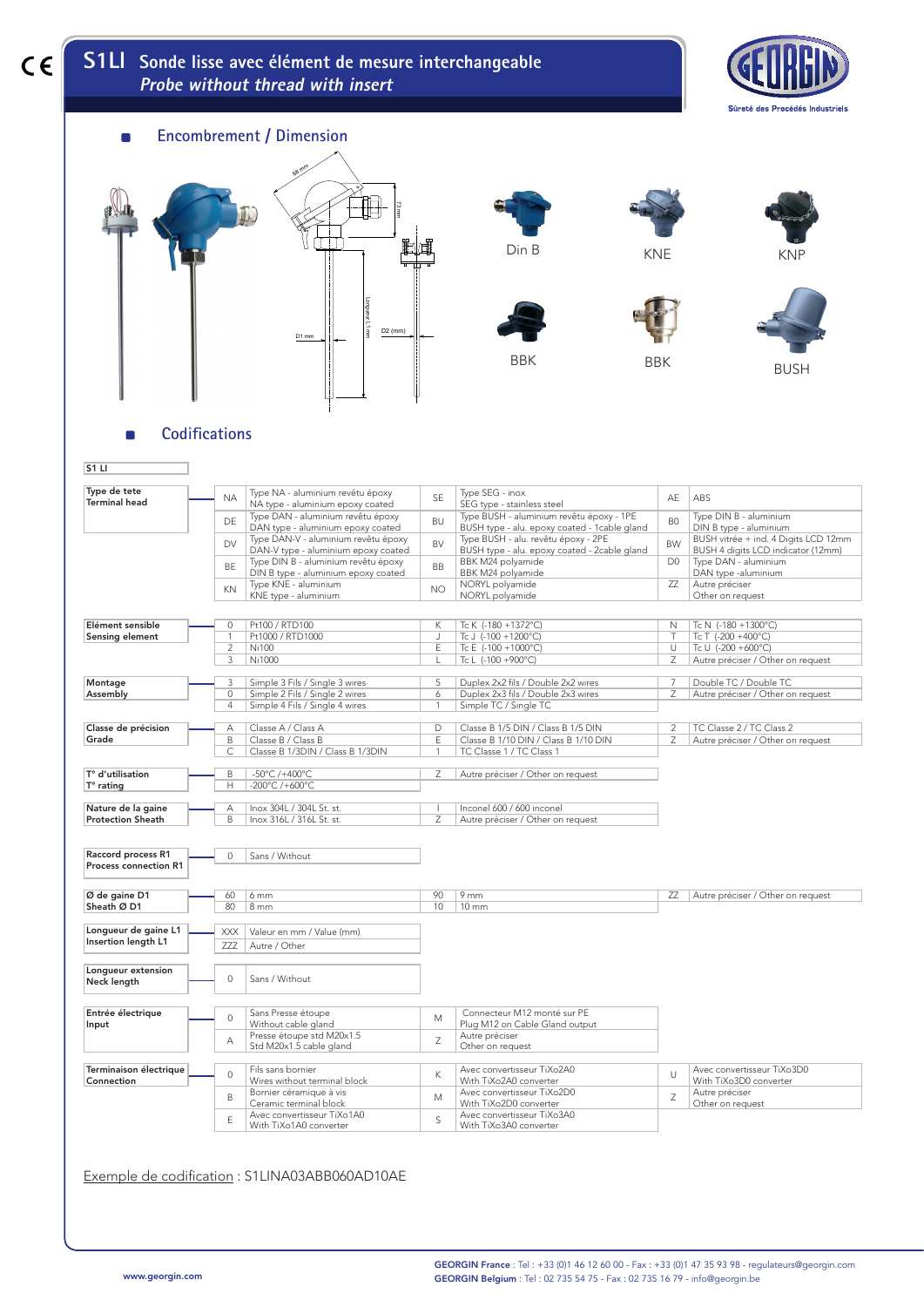# S1LI Sonde lisse avec élément de mesure interchangeable
## *Probe without thread with insert*

Sûreté des Procédés Industriels

## Encombrement / Dimension

68 mm

73 mm

Longueur L1 mm

D1 mm

D2 (mm)

Din B

KNE

KNP

BBK

BBK

BUSH

## Codifications

**S1 LI**

| | | | | | | |
|---|---|---|---|---|---|---|
| **Type de tete** / **Terminal head** | NA | Type NA - aluminium revêtu époxy / NA type - aluminium epoxy coated | SE | Type SEG - inox / SEG type - stainless steel | AE | ABS |
| | DE | Type DAN - aluminium revêtu époxy / DAN type - aluminium epoxy coated | BU | Type BUSH - aluminium revêtu époxy - 1PE / BUSH type - alu. epoxy coated - 1cable gland | B0 | Type DIN B - aluminium / DIN B type - aluminium |
| | DV | Type DAN-V - aluminium revêtu époxy / DAN-V type - aluminium epoxy coated | BV | Type BUSH - alu. revêtu époxy - 2PE / BUSH type - alu. epoxy coated - 2cable gland | BW | BUSH vitrée + ind. 4 Digits LCD 12mm / BUSH 4 digits LCD indicator (12mm) |
| | BE | Type DIN B - aluminium revêtu époxy / DIN B type - aluminium epoxy coated | BB | BBK M24 polyamide / BBK M24 polyamide | D0 | Type DAN - aluminium / DAN type -aluminium |
| | KN | Type KNE - aluminium / KNE type - aluminium | NO | NORYL polyamide / NORYL polyamide | ZZ | Autre préciser / Other on request |

| | | | | | | |
|---|---|---|---|---|---|---|
| **Elément sensible** / **Sensing element** | 0 | Pt100 / RTD100 | K | Tc K (-180 +1372°C) | N | Tc N (-180 +1300°C) |
| | 1 | Pt1000 / RTD1000 | J | Tc J (-100 +1200°C) | T | Tc T (-200 +400°C) |
| | 2 | Ni100 | E | Tc E (-100 +1000°C) | U | Tc U (-200 +600°C) |
| | 3 | Ni1000 | L | Tc L (-100 +900°C) | Z | Autre préciser / Other on request |

| | | | | | | |
|---|---|---|---|---|---|---|
| **Montage** / **Assembly** | 3 | Simple 3 Fils / Single 3 wires | 5 | Duplex 2x2 fils / Double 2x2 wires | 7 | Double TC / Double TC |
| | 0 | Simple 2 Fils / Single 2 wires | 6 | Duplex 2x3 fils / Double 2x3 wires | Z | Autre préciser / Other on request |
| | 4 | Simple 4 Fils / Single 4 wires | 1 | Simple TC / Single TC | | |

| | | | | | | |
|---|---|---|---|---|---|---|
| **Classe de précision** / **Grade** | A | Classe A / Class A | D | Classe B 1/5 DIN / Class B 1/5 DIN | 2 | TC Classe 2 / TC Class 2 |
| | B | Classe B / Class B | E | Classe B 1/10 DIN / Class B 1/10 DIN | Z | Autre préciser / Other on request |
| | C | Classe B 1/3DIN / Class B 1/3DIN | 1 | TC Classe 1 / TC Class 1 | | |

| | | | | |
|---|---|---|---|---|
| **T° d'utilisation** / **T° rating** | B | -50°C /+400°C | Z | Autre préciser / Other on request |
| | H | -200°C /+600°C | | |

| | | | | |
|---|---|---|---|---|
| **Nature de la gaine** / **Protection Sheath** | A | Inox 304L / 304L St. st. | I | Inconel 600 / 600 inconel |
| | B | Inox 316L / 316L St. st. | Z | Autre préciser / Other on request |

| | | |
|---|---|---|
| **Raccord process R1** / **Process connection R1** | 0 | Sans / Without |

| | | | | | | |
|---|---|---|---|---|---|---|
| **Ø de gaine D1** / **Sheath Ø D1** | 60 | 6 mm | 90 | 9 mm | ZZ | Autre préciser / Other on request |
| | 80 | 8 mm | 10 | 10 mm | | |

| | | |
|---|---|---|
| **Longueur de gaine L1** / **Insertion length L1** | XXX | Valeur en mm / Value (mm) |
| | ZZZ | Autre / Other |

| | | |
|---|---|---|
| **Longueur extension** / **Neck length** | 0 | Sans / Without |

| | | | | |
|---|---|---|---|---|
| **Entrée électrique** / **Input** | 0 | Sans Presse étoupe / Without cable gland | M | Connecteur M12 monté sur PE / Plug M12 on Cable Gland output |
| | A | Presse étoupe std M20x1.5 / Std M20x1.5 cable gland | Z | Autre préciser / Other on request |

| | | | | | | |
|---|---|---|---|---|---|---|
| **Terminaison électrique** / **Connection** | 0 | Fils sans bornier / Wires without terminal block | K | Avec convertisseur TiXo2A0 / With TiXo2A0 converter | U | Avec convertisseur TiXo3D0 / With TiXo3D0 converter |
| | B | Bornier céramique à vis / Ceramic terminal block | M | Avec convertisseur TiXo2D0 / With TiXo2D0 converter | Z | Autre préciser / Other on request |
| | E | Avec convertisseur TiXo1A0 / With TiXo1A0 converter | S | Avec convertisseur TiXo3A0 / With TiXo3A0 converter | | |

Exemple de codification : S1LINA03ABB060AD10AE

www.georgin.com

**GEORGIN France** : Tel : +33 (0)1 46 12 60 00 - Fax : +33 (0)1 47 35 93 98 - regulateurs@georgin.com
**GEORGIN Belgium** : Tel : 02 735 54 75 - Fax : 02 735 16 79 - info@georgin.be